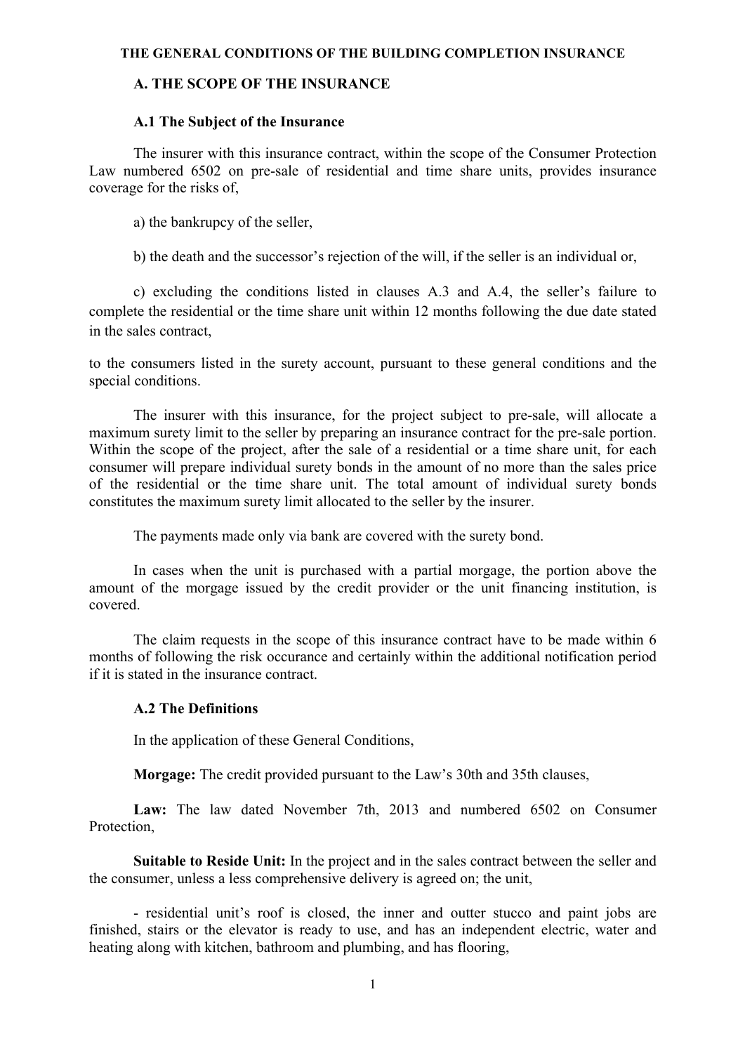# THE GENERAL CONDITIONS OF THE BUILDING COMPLETION INSURANCE

## A. THE SCOPE OF THE INSURANCE

### A.1 The Subject of the Insurance

The insurer with this insurance contract, within the scope of the Consumer Protection Law numbered 6502 on pre-sale of residential and time share units, provides insurance coverage for the risks of,

a) the bankrupcy of the seller,

b) the death and the successor's rejection of the will, if the seller is an individual or,

c) excluding the conditions listed in clauses A.3 and A.4, the seller's failure to complete the residential or the time share unit within 12 months following the due date stated in the sales contract,

to the consumers listed in the surety account, pursuant to these general conditions and the special conditions.

The insurer with this insurance, for the project subject to pre-sale, will allocate a maximum surety limit to the seller by preparing an insurance contract for the pre-sale portion. Within the scope of the project, after the sale of a residential or a time share unit, for each consumer will prepare individual surety bonds in the amount of no more than the sales price of the residential or the time share unit. The total amount of individual surety bonds constitutes the maximum surety limit allocated to the seller by the insurer.

The payments made only via bank are covered with the surety bond.

In cases when the unit is purchased with a partial morgage, the portion above the amount of the morgage issued by the credit provider or the unit financing institution, is covered.

The claim requests in the scope of this insurance contract have to be made within 6 months of following the risk occurance and certainly within the additional notification period if it is stated in the insurance contract.

### A.2 The Definitions

In the application of these General Conditions,

**Morgage:** The credit provided pursuant to the Law's 30th and 35th clauses,

**Law:** The law dated November 7th, 2013 and numbered 6502 on Consumer Protection,

**Suitable to Reside Unit:** In the project and in the sales contract between the seller and the consumer, unless a less comprehensive delivery is agreed on; the unit,

- residential unit's roof is closed, the inner and outter stucco and paint jobs are finished, stairs or the elevator is ready to use, and has an independent electric, water and heating along with kitchen, bathroom and plumbing, and has flooring,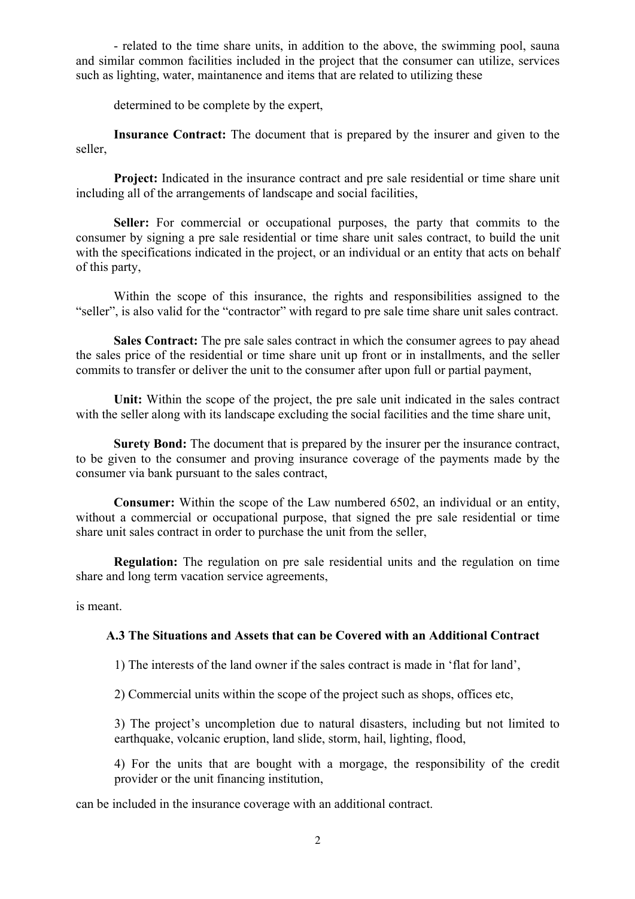- related to the time share units, in addition to the above, the swimming pool, sauna and similar common facilities included in the project that the consumer can utilize, services such as lighting, water, maintanence and items that are related to utilizing these

determined to be complete by the expert,

**Insurance Contract:** The document that is prepared by the insurer and given to the seller,

**Project:** Indicated in the insurance contract and pre sale residential or time share unit including all of the arrangements of landscape and social facilities,

**Seller:** For commercial or occupational purposes, the party that commits to the consumer by signing a pre sale residential or time share unit sales contract, to build the unit with the specifications indicated in the project, or an individual or an entity that acts on behalf of this party,

Within the scope of this insurance, the rights and responsibilities assigned to the "seller", is also valid for the "contractor" with regard to pre sale time share unit sales contract.

**Sales Contract:** The pre sale sales contract in which the consumer agrees to pay ahead the sales price of the residential or time share unit up front or in installments, and the seller commits to transfer or deliver the unit to the consumer after upon full or partial payment,

**Unit:** Within the scope of the project, the pre sale unit indicated in the sales contract with the seller along with its landscape excluding the social facilities and the time share unit,

**Surety Bond:** The document that is prepared by the insurer per the insurance contract, to be given to the consumer and proving insurance coverage of the payments made by the consumer via bank pursuant to the sales contract,

**Consumer:** Within the scope of the Law numbered 6502, an individual or an entity, without a commercial or occupational purpose, that signed the pre sale residential or time share unit sales contract in order to purchase the unit from the seller,

**Regulation:** The regulation on pre sale residential units and the regulation on time share and long term vacation service agreements,

is meant.

### A.3 The Situations and Assets that can be Covered with an Additional Contract

1) The interests of the land owner if the sales contract is made in 'flat for land',

2) Commercial units within the scope of the project such as shops, offices etc,

3) The project's uncompletion due to natural disasters, including but not limited to earthquake, volcanic eruption, land slide, storm, hail, lighting, flood,

4) For the units that are bought with a morgage, the responsibility of the credit provider or the unit financing institution,

can be included in the insurance coverage with an additional contract.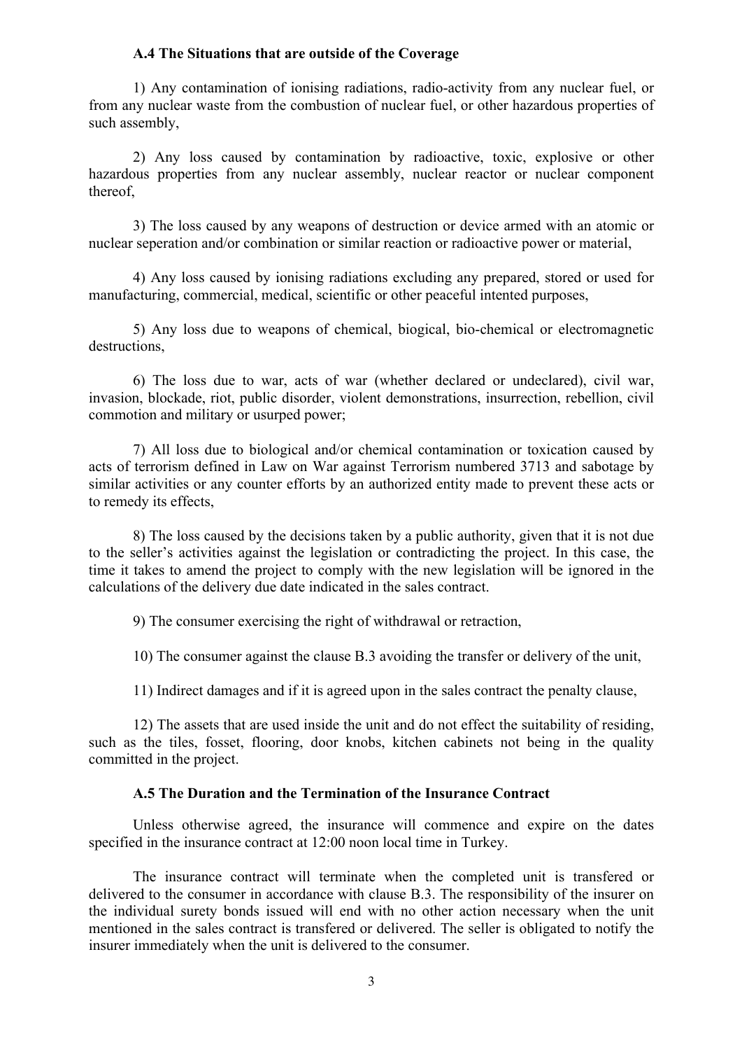### A.4 The Situations that are outside of the Coverage

1) Any contamination of ionising radiations, radio-activity from any nuclear fuel, or from any nuclear waste from the combustion of nuclear fuel, or other hazardous properties of such assembly,

2) Any loss caused by contamination by radioactive, toxic, explosive or other hazardous properties from any nuclear assembly, nuclear reactor or nuclear component thereof,

3) The loss caused by any weapons of destruction or device armed with an atomic or nuclear seperation and/or combination or similar reaction or radioactive power or material,

4) Any loss caused by ionising radiations excluding any prepared, stored or used for manufacturing, commercial, medical, scientific or other peaceful intented purposes,

5) Any loss due to weapons of chemical, biogical, bio-chemical or electromagnetic destructions,

6) The loss due to war, acts of war (whether declared or undeclared), civil war, invasion, blockade, riot, public disorder, violent demonstrations, insurrection, rebellion, civil commotion and military or usurped power;

7) All loss due to biological and/or chemical contamination or toxication caused by acts of terrorism defined in Law on War against Terrorism numbered 3713 and sabotage by similar activities or any counter efforts by an authorized entity made to prevent these acts or to remedy its effects,

8) The loss caused by the decisions taken by a public authority, given that it is not due to the seller's activities against the legislation or contradicting the project. In this case, the time it takes to amend the project to comply with the new legislation will be ignored in the calculations of the delivery due date indicated in the sales contract.

9) The consumer exercising the right of withdrawal or retraction,

10) The consumer against the clause B.3 avoiding the transfer or delivery of the unit,

11) Indirect damages and if it is agreed upon in the sales contract the penalty clause,

12) The assets that are used inside the unit and do not effect the suitability of residing, such as the tiles, fosset, flooring, door knobs, kitchen cabinets not being in the quality committed in the project.

### A.5 The Duration and the Termination of the Insurance Contract

Unless otherwise agreed, the insurance will commence and expire on the dates specified in the insurance contract at 12:00 noon local time in Turkey.

The insurance contract will terminate when the completed unit is transfered or delivered to the consumer in accordance with clause B.3. The responsibility of the insurer on the individual surety bonds issued will end with no other action necessary when the unit mentioned in the sales contract is transfered or delivered. The seller is obligated to notify the insurer immediately when the unit is delivered to the consumer.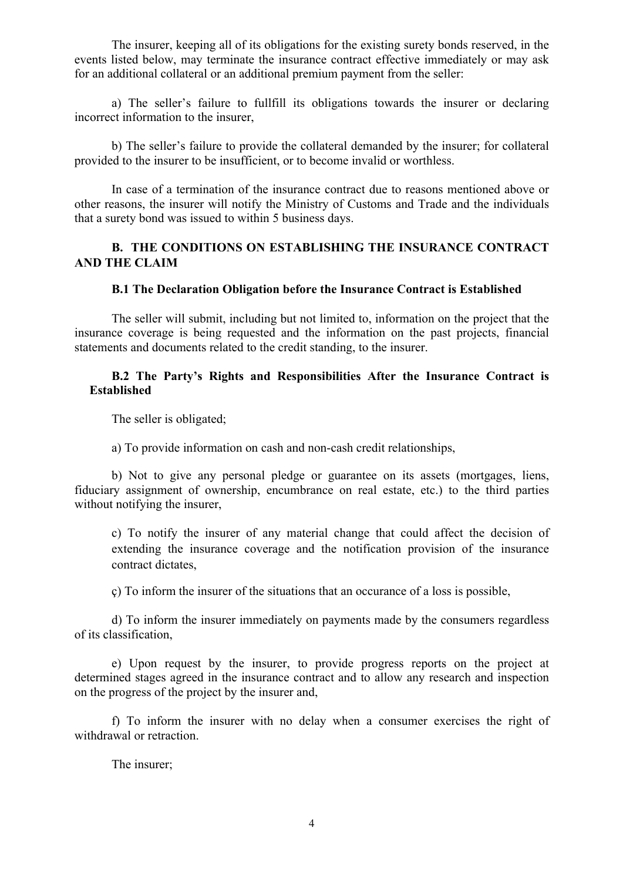The insurer, keeping all of its obligations for the existing surety bonds reserved, in the events listed below, may terminate the insurance contract effective immediately or may ask for an additional collateral or an additional premium payment from the seller:

a) The seller's failure to fullfill its obligations towards the insurer or declaring incorrect information to the insurer,

b) The seller's failure to provide the collateral demanded by the insurer; for collateral provided to the insurer to be insufficient, or to become invalid or worthless.

In case of a termination of the insurance contract due to reasons mentioned above or other reasons, the insurer will notify the Ministry of Customs and Trade and the individuals that a surety bond was issued to within 5 business days.

## B. THE CONDITIONS ON ESTABLISHING THE INSURANCE CONTRACT AND THE CLAIM

### B.1 The Declaration Obligation before the Insurance Contract is Established

The seller will submit, including but not limited to, information on the project that the insurance coverage is being requested and the information on the past projects, financial statements and documents related to the credit standing, to the insurer.

### B.2 The Party's Rights and Responsibilities After the Insurance Contract is Established

The seller is obligated;

a) To provide information on cash and non-cash credit relationships,

b) Not to give any personal pledge or guarantee on its assets (mortgages, liens, fiduciary assignment of ownership, encumbrance on real estate, etc.) to the third parties without notifying the insurer,

c) To notify the insurer of any material change that could affect the decision of extending the insurance coverage and the notification provision of the insurance contract dictates,

ç) To inform the insurer of the situations that an occurance of a loss is possible,

d) To inform the insurer immediately on payments made by the consumers regardless of its classification,

e) Upon request by the insurer, to provide progress reports on the project at determined stages agreed in the insurance contract and to allow any research and inspection on the progress of the project by the insurer and,

f) To inform the insurer with no delay when a consumer exercises the right of withdrawal or retraction.

The insurer;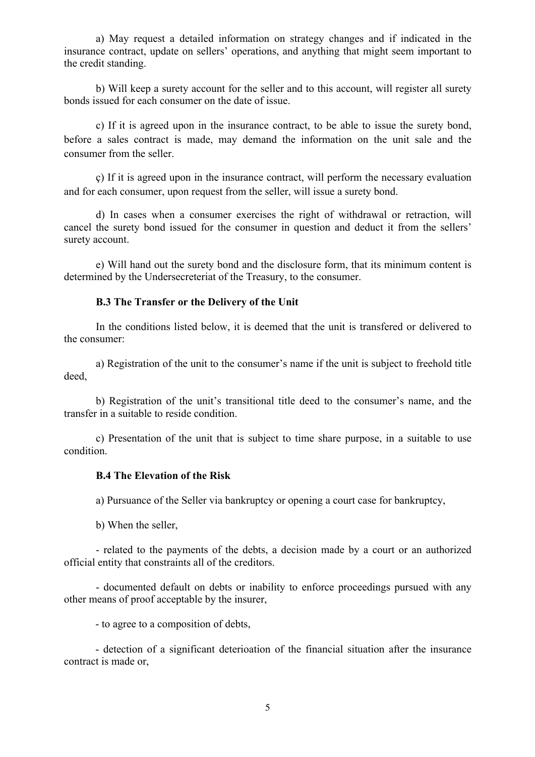a) May request a detailed information on strategy changes and if indicated in the insurance contract, update on sellers' operations, and anything that might seem important to the credit standing.

b) Will keep a surety account for the seller and to this account, will register all surety bonds issued for each consumer on the date of issue.

c) If it is agreed upon in the insurance contract, to be able to issue the surety bond, before a sales contract is made, may demand the information on the unit sale and the consumer from the seller.

ç) If it is agreed upon in the insurance contract, will perform the necessary evaluation and for each consumer, upon request from the seller, will issue a surety bond.

d) In cases when a consumer exercises the right of withdrawal or retraction, will cancel the surety bond issued for the consumer in question and deduct it from the sellers' surety account.

e) Will hand out the surety bond and the disclosure form, that its minimum content is determined by the Undersecreteriat of the Treasury, to the consumer.

**B.3 The Transfer or the Delivery of the Unit**

In the conditions listed below, it is deemed that the unit is transfered or delivered to the consumer:

a) Registration of the unit to the consumer's name if the unit is subject to freehold title deed,

b) Registration of the unit's transitional title deed to the consumer's name, and the transfer in a suitable to reside condition.

c) Presentation of the unit that is subject to time share purpose, in a suitable to use condition.

**B.4 The Elevation of the Risk**

a) Pursuance of the Seller via bankruptcy or opening a court case for bankruptcy,

b) When the seller,

- related to the payments of the debts, a decision made by a court or an authorized official entity that constraints all of the creditors.

- documented default on debts or inability to enforce proceedings pursued with any other means of proof acceptable by the insurer,

- to agree to a composition of debts,

- detection of a significant deterioation of the financial situation after the insurance contract is made or,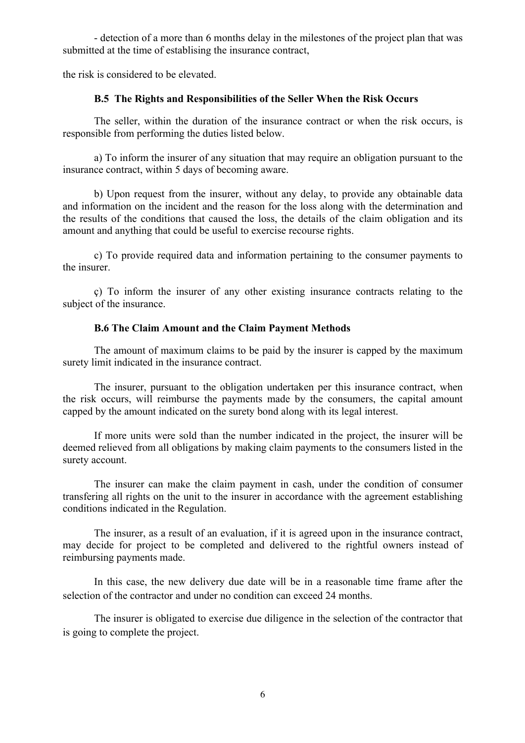- detection of a more than 6 months delay in the milestones of the project plan that was submitted at the time of establising the insurance contract,

the risk is considered to be elevated.

### B.5 The Rights and Responsibilities of the Seller When the Risk Occurs

The seller, within the duration of the insurance contract or when the risk occurs, is responsible from performing the duties listed below.

a) To inform the insurer of any situation that may require an obligation pursuant to the insurance contract, within 5 days of becoming aware.

b) Upon request from the insurer, without any delay, to provide any obtainable data and information on the incident and the reason for the loss along with the determination and the results of the conditions that caused the loss, the details of the claim obligation and its amount and anything that could be useful to exercise recourse rights.

c) To provide required data and information pertaining to the consumer payments to the insurer.

ç) To inform the insurer of any other existing insurance contracts relating to the subject of the insurance.

### B.6 The Claim Amount and the Claim Payment Methods

The amount of maximum claims to be paid by the insurer is capped by the maximum surety limit indicated in the insurance contract.

The insurer, pursuant to the obligation undertaken per this insurance contract, when the risk occurs, will reimburse the payments made by the consumers, the capital amount capped by the amount indicated on the surety bond along with its legal interest.

If more units were sold than the number indicated in the project, the insurer will be deemed relieved from all obligations by making claim payments to the consumers listed in the surety account.

The insurer can make the claim payment in cash, under the condition of consumer transfering all rights on the unit to the insurer in accordance with the agreement establishing conditions indicated in the Regulation.

The insurer, as a result of an evaluation, if it is agreed upon in the insurance contract, may decide for project to be completed and delivered to the rightful owners instead of reimbursing payments made.

In this case, the new delivery due date will be in a reasonable time frame after the selection of the contractor and under no condition can exceed 24 months.

The insurer is obligated to exercise due diligence in the selection of the contractor that is going to complete the project.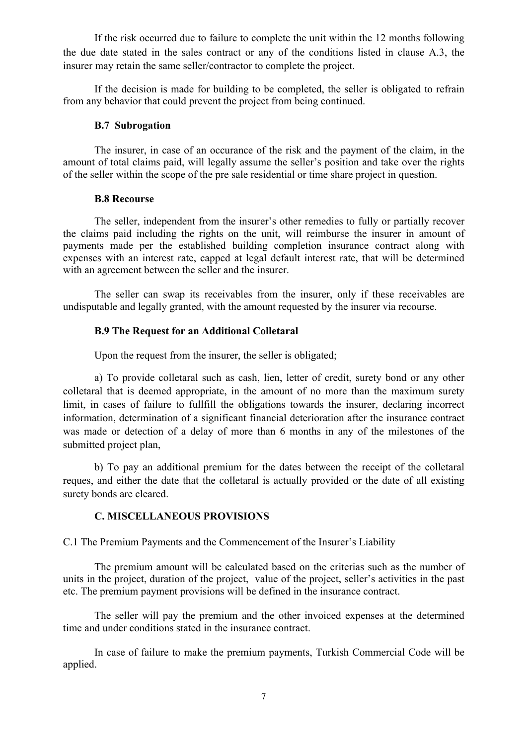If the risk occurred due to failure to complete the unit within the 12 months following the due date stated in the sales contract or any of the conditions listed in clause A.3, the insurer may retain the same seller/contractor to complete the project.

If the decision is made for building to be completed, the seller is obligated to refrain from any behavior that could prevent the project from being continued.

### B.7 Subrogation

The insurer, in case of an occurance of the risk and the payment of the claim, in the amount of total claims paid, will legally assume the seller's position and take over the rights of the seller within the scope of the pre sale residential or time share project in question.

### B.8 Recourse

The seller, independent from the insurer's other remedies to fully or partially recover the claims paid including the rights on the unit, will reimburse the insurer in amount of payments made per the established building completion insurance contract along with expenses with an interest rate, capped at legal default interest rate, that will be determined with an agreement between the seller and the insurer.

The seller can swap its receivables from the insurer, only if these receivables are undisputable and legally granted, with the amount requested by the insurer via recourse.

### B.9 The Request for an Additional Colletaral

Upon the request from the insurer, the seller is obligated;

a) To provide colletaral such as cash, lien, letter of credit, surety bond or any other colletaral that is deemed appropriate, in the amount of no more than the maximum surety limit, in cases of failure to fullfill the obligations towards the insurer, declaring incorrect information, determination of a significant financial deterioration after the insurance contract was made or detection of a delay of more than 6 months in any of the milestones of the submitted project plan,

b) To pay an additional premium for the dates between the receipt of the colletaral reques, and either the date that the colletaral is actually provided or the date of all existing surety bonds are cleared.

## C. MISCELLANEOUS PROVISIONS

C.1 The Premium Payments and the Commencement of the Insurer's Liability

The premium amount will be calculated based on the criterias such as the number of units in the project, duration of the project, value of the project, seller's activities in the past etc. The premium payment provisions will be defined in the insurance contract.

The seller will pay the premium and the other invoiced expenses at the determined time and under conditions stated in the insurance contract.

In case of failure to make the premium payments, Turkish Commercial Code will be applied.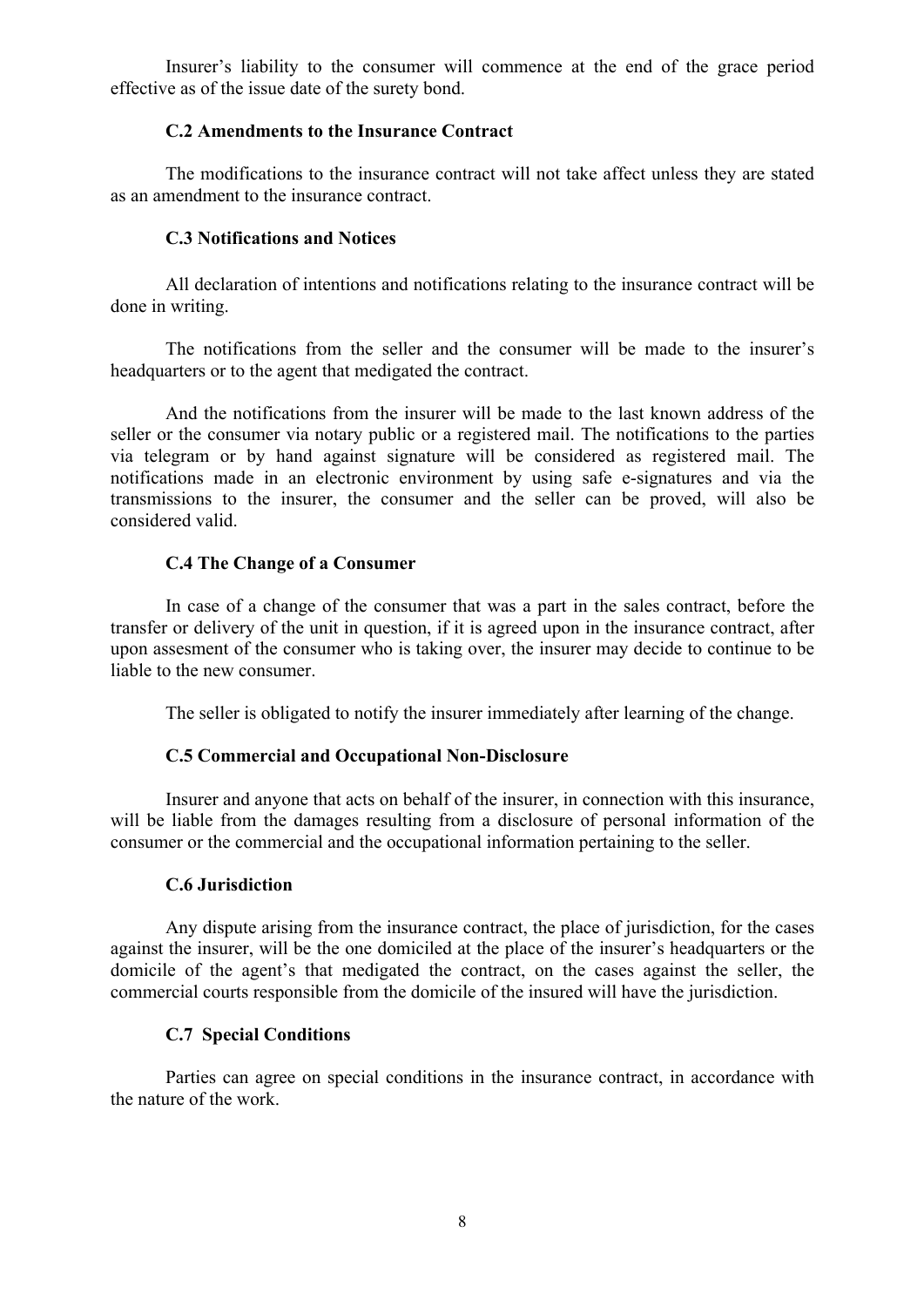Insurer's liability to the consumer will commence at the end of the grace period effective as of the issue date of the surety bond.

### C.2 Amendments to the Insurance Contract

The modifications to the insurance contract will not take affect unless they are stated as an amendment to the insurance contract.

### C.3 Notifications and Notices

All declaration of intentions and notifications relating to the insurance contract will be done in writing.

The notifications from the seller and the consumer will be made to the insurer's headquarters or to the agent that medigated the contract.

And the notifications from the insurer will be made to the last known address of the seller or the consumer via notary public or a registered mail. The notifications to the parties via telegram or by hand against signature will be considered as registered mail. The notifications made in an electronic environment by using safe e-signatures and via the transmissions to the insurer, the consumer and the seller can be proved, will also be considered valid.

### C.4 The Change of a Consumer

In case of a change of the consumer that was a part in the sales contract, before the transfer or delivery of the unit in question, if it is agreed upon in the insurance contract, after upon assesment of the consumer who is taking over, the insurer may decide to continue to be liable to the new consumer.

The seller is obligated to notify the insurer immediately after learning of the change.

### C.5 Commercial and Occupational Non-Disclosure

Insurer and anyone that acts on behalf of the insurer, in connection with this insurance, will be liable from the damages resulting from a disclosure of personal information of the consumer or the commercial and the occupational information pertaining to the seller.

### C.6 Jurisdiction

Any dispute arising from the insurance contract, the place of jurisdiction, for the cases against the insurer, will be the one domiciled at the place of the insurer's headquarters or the domicile of the agent's that medigated the contract, on the cases against the seller, the commercial courts responsible from the domicile of the insured will have the jurisdiction.

### C.7 Special Conditions

Parties can agree on special conditions in the insurance contract, in accordance with the nature of the work.